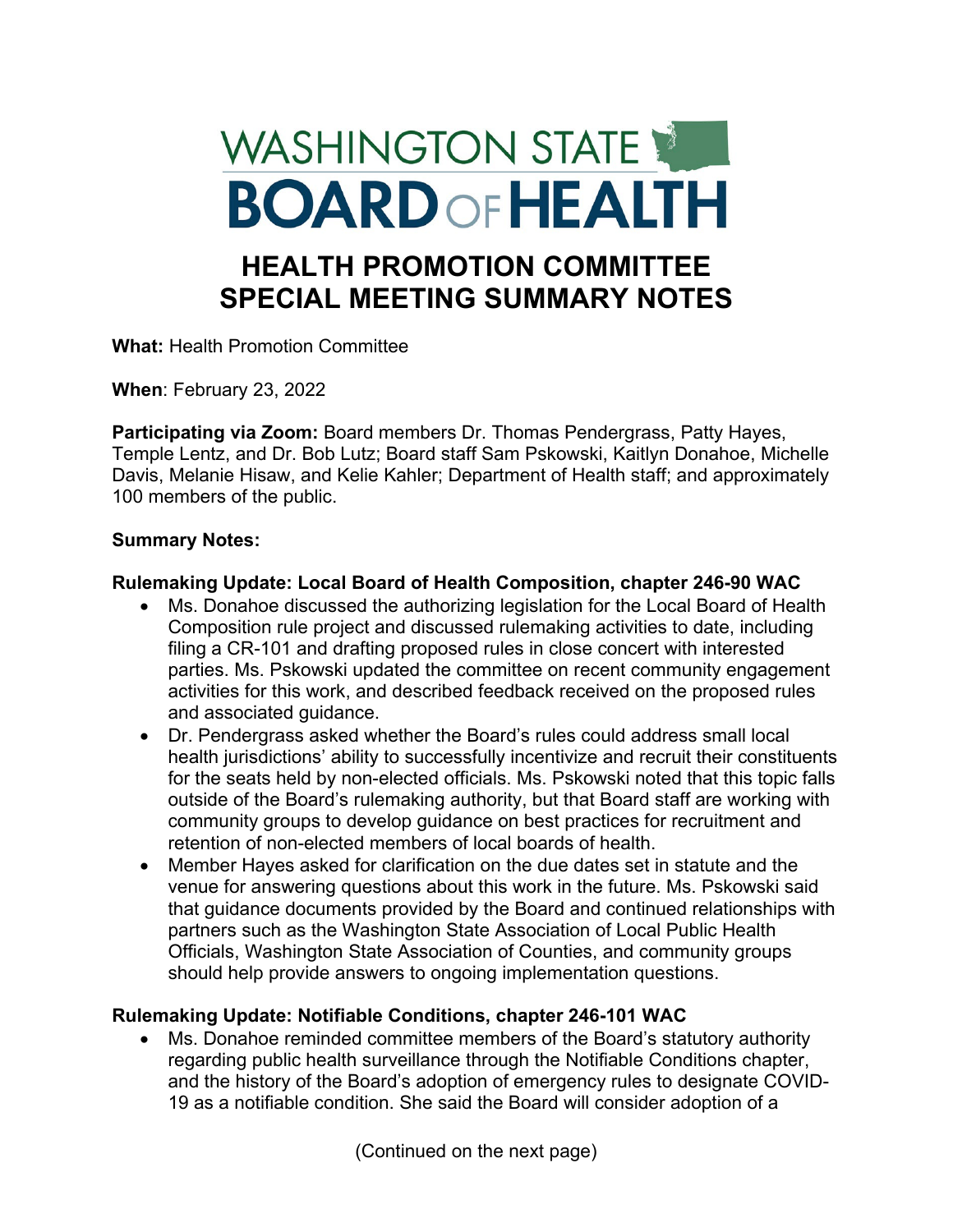# WASHINGTON STATE BOARD OF HEALTH

# HEALTH PROMOTION COMMITTEE SPECIAL MEETING SUMMARY NOTES

**What:** Health Promotion Committee

**When**: February 23, 2022

**Participating via Zoom:** Board members Dr. Thomas Pendergrass, Patty Hayes, Temple Lentz, and Dr. Bob Lutz; Board staff Sam Pskowski, Kaitlyn Donahoe, Michelle Davis, Melanie Hisaw, and Kelie Kahler; Department of Health staff; and approximately 100 members of the public.

**Summary Notes:**

**Rulemaking Update: Local Board of Health Composition, chapter 246-90 WAC**

- Ms. Donahoe discussed the authorizing legislation for the Local Board of Health Composition rule project and discussed rulemaking activities to date, including filing a CR-101 and drafting proposed rules in close concert with interested parties. Ms. Pskowski updated the committee on recent community engagement activities for this work, and described feedback received on the proposed rules and associated guidance.
- Dr. Pendergrass asked whether the Board's rules could address small local health jurisdictions' ability to successfully incentivize and recruit their constituents for the seats held by non-elected officials. Ms. Pskowski noted that this topic falls outside of the Board's rulemaking authority, but that Board staff are working with community groups to develop guidance on best practices for recruitment and retention of non-elected members of local boards of health.
- Member Hayes asked for clarification on the due dates set in statute and the venue for answering questions about this work in the future. Ms. Pskowski said that guidance documents provided by the Board and continued relationships with partners such as the Washington State Association of Local Public Health Officials, Washington State Association of Counties, and community groups should help provide answers to ongoing implementation questions.

**Rulemaking Update: Notifiable Conditions, chapter 246-101 WAC**

- Ms. Donahoe reminded committee members of the Board's statutory authority regarding public health surveillance through the Notifiable Conditions chapter, and the history of the Board's adoption of emergency rules to designate COVID-19 as a notifiable condition. She said the Board will consider adoption of a

(Continued on the next page)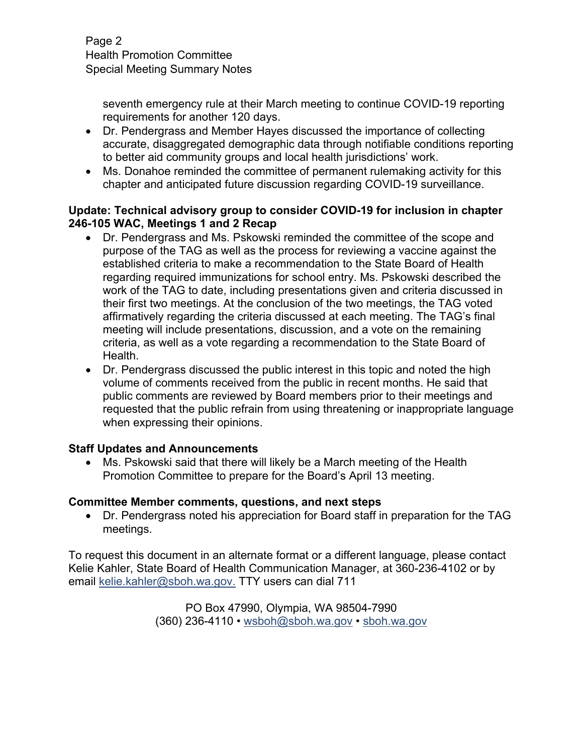seventh emergency rule at their March meeting to continue COVID-19 reporting requirements for another 120 days.
- Dr. Pendergrass and Member Hayes discussed the importance of collecting accurate, disaggregated demographic data through notifiable conditions reporting to better aid community groups and local health jurisdictions' work.
- Ms. Donahoe reminded the committee of permanent rulemaking activity for this chapter and anticipated future discussion regarding COVID-19 surveillance.

**Update: Technical advisory group to consider COVID-19 for inclusion in chapter 246-105 WAC, Meetings 1 and 2 Recap**

- Dr. Pendergrass and Ms. Pskowski reminded the committee of the scope and purpose of the TAG as well as the process for reviewing a vaccine against the established criteria to make a recommendation to the State Board of Health regarding required immunizations for school entry. Ms. Pskowski described the work of the TAG to date, including presentations given and criteria discussed in their first two meetings. At the conclusion of the two meetings, the TAG voted affirmatively regarding the criteria discussed at each meeting. The TAG's final meeting will include presentations, discussion, and a vote on the remaining criteria, as well as a vote regarding a recommendation to the State Board of Health.
- Dr. Pendergrass discussed the public interest in this topic and noted the high volume of comments received from the public in recent months. He said that public comments are reviewed by Board members prior to their meetings and requested that the public refrain from using threatening or inappropriate language when expressing their opinions.

**Staff Updates and Announcements**

- Ms. Pskowski said that there will likely be a March meeting of the Health Promotion Committee to prepare for the Board's April 13 meeting.

**Committee Member comments, questions, and next steps**

- Dr. Pendergrass noted his appreciation for Board staff in preparation for the TAG meetings.

To request this document in an alternate format or a different language, please contact Kelie Kahler, State Board of Health Communication Manager, at 360-236-4102 or by email kelie.kahler@sboh.wa.gov. TTY users can dial 711

PO Box 47990, Olympia, WA 98504-7990
(360) 236-4110 • wsboh@sboh.wa.gov • sboh.wa.gov